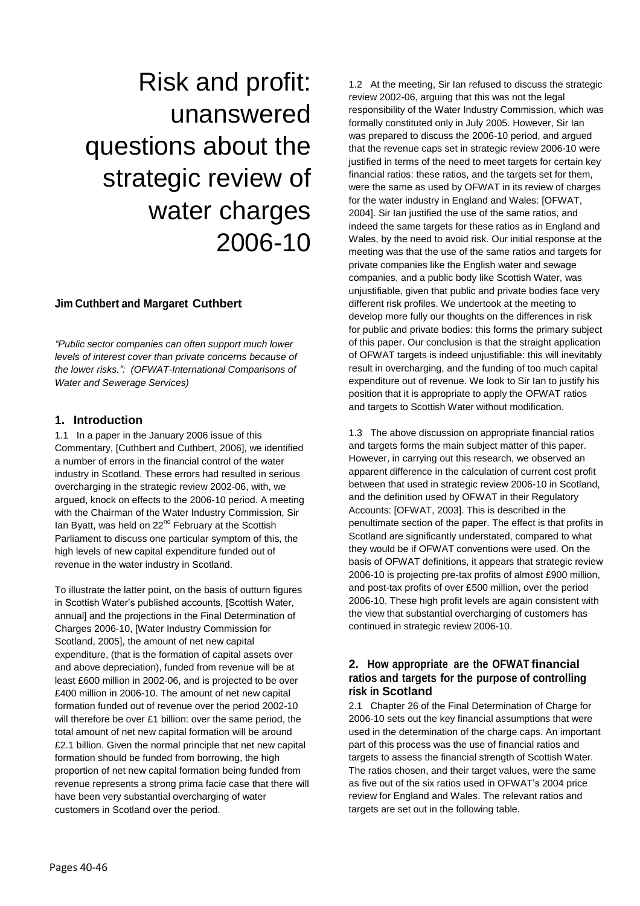# Risk and profit: unanswered questions about the strategic review of water charges 2006-10

**Jim Cuthbert and Margaret Cuthbert**

*"Public sector companies can often support much lower levels of interest cover than private concerns because of the lower risks.": (OFWAT-International Comparisons of Water and Sewerage Services)*

## 1. Introduction

1.1 In a paper in the January 2006 issue of this Commentary, [Cuthbert and Cuthbert, 2006], we identified a number of errors in the financial control of the water industry in Scotland. These errors had resulted in serious overcharging in the strategic review 2002-06, with, we argued, knock on effects to the 2006-10 period. A meeting with the Chairman of the Water Industry Commission, Sir Ian Byatt, was held on 22nd February at the Scottish Parliament to discuss one particular symptom of this, the high levels of new capital expenditure funded out of revenue in the water industry in Scotland.

To illustrate the latter point, on the basis of outturn figures in Scottish Water's published accounts, [Scottish Water, annual] and the projections in the Final Determination of Charges 2006-10, [Water Industry Commission for Scotland, 2005], the amount of net new capital expenditure, (that is the formation of capital assets over and above depreciation), funded from revenue will be at least £600 million in 2002-06, and is projected to be over £400 million in 2006-10. The amount of net new capital formation funded out of revenue over the period 2002-10 will therefore be over £1 billion: over the same period, the total amount of net new capital formation will be around £2.1 billion. Given the normal principle that net new capital formation should be funded from borrowing, the high proportion of net new capital formation being funded from revenue represents a strong prima facie case that there will have been very substantial overcharging of water customers in Scotland over the period.

1.2 At the meeting, Sir Ian refused to discuss the strategic review 2002-06, arguing that this was not the legal responsibility of the Water Industry Commission, which was formally constituted only in July 2005. However, Sir Ian was prepared to discuss the 2006-10 period, and argued that the revenue caps set in strategic review 2006-10 were justified in terms of the need to meet targets for certain key financial ratios: these ratios, and the targets set for them, were the same as used by OFWAT in its review of charges for the water industry in England and Wales: [OFWAT, 2004]. Sir Ian justified the use of the same ratios, and indeed the same targets for these ratios as in England and Wales, by the need to avoid risk. Our initial response at the meeting was that the use of the same ratios and targets for private companies like the English water and sewage companies, and a public body like Scottish Water, was unjustifiable, given that public and private bodies face very different risk profiles. We undertook at the meeting to develop more fully our thoughts on the differences in risk for public and private bodies: this forms the primary subject of this paper. Our conclusion is that the straight application of OFWAT targets is indeed unjustifiable: this will inevitably result in overcharging, and the funding of too much capital expenditure out of revenue. We look to Sir Ian to justify his position that it is appropriate to apply the OFWAT ratios and targets to Scottish Water without modification.

1.3 The above discussion on appropriate financial ratios and targets forms the main subject matter of this paper. However, in carrying out this research, we observed an apparent difference in the calculation of current cost profit between that used in strategic review 2006-10 in Scotland, and the definition used by OFWAT in their Regulatory Accounts: [OFWAT, 2003]. This is described in the penultimate section of the paper. The effect is that profits in Scotland are significantly understated, compared to what they would be if OFWAT conventions were used. On the basis of OFWAT definitions, it appears that strategic review 2006-10 is projecting pre-tax profits of almost £900 million, and post-tax profits of over £500 million, over the period 2006-10. These high profit levels are again consistent with the view that substantial overcharging of customers has continued in strategic review 2006-10.

## 2. How appropriate are the OFWAT financial ratios and targets for the purpose of controlling risk in Scotland

2.1 Chapter 26 of the Final Determination of Charge for 2006-10 sets out the key financial assumptions that were used in the determination of the charge caps. An important part of this process was the use of financial ratios and targets to assess the financial strength of Scottish Water. The ratios chosen, and their target values, were the same as five out of the six ratios used in OFWAT's 2004 price review for England and Wales. The relevant ratios and targets are set out in the following table.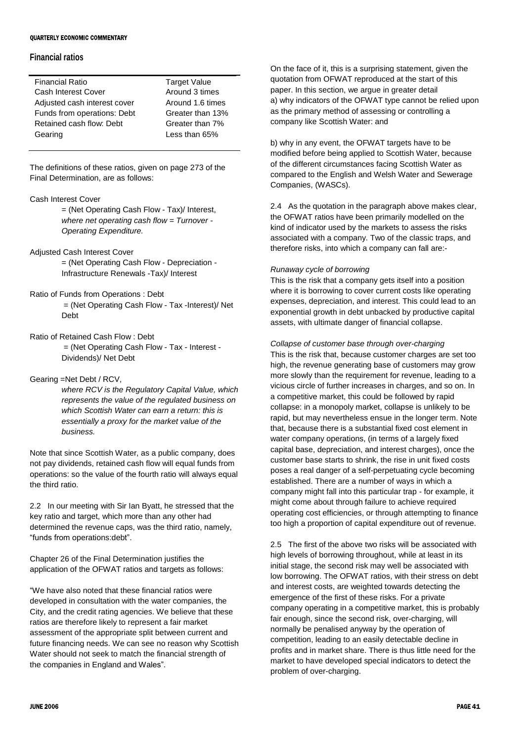## Financial ratios

| Financial Ratio | Target Value |
|---|---|
| Cash Interest Cover | Around 3 times |
| Adjusted cash interest cover | Around 1.6 times |
| Funds from operations: Debt | Greater than 13% |
| Retained cash flow: Debt | Greater than 7% |
| Gearing | Less than 65% |

The definitions of these ratios, given on page 273 of the Final Determination, are as follows:

Cash Interest Cover

= (Net Operating Cash Flow - Tax)/ Interest, *where net operating cash flow = Turnover - Operating Expenditure.*

Adjusted Cash Interest Cover

= (Net Operating Cash Flow - Depreciation - Infrastructure Renewals -Tax)/ Interest

Ratio of Funds from Operations : Debt

= (Net Operating Cash Flow - Tax -Interest)/ Net Debt

Ratio of Retained Cash Flow : Debt

= (Net Operating Cash Flow - Tax - Interest - Dividends)/ Net Debt

Gearing =Net Debt / RCV,

*where RCV is the Regulatory Capital Value, which represents the value of the regulated business on which Scottish Water can earn a return: this is essentially a proxy for the market value of the business.*

Note that since Scottish Water, as a public company, does not pay dividends, retained cash flow will equal funds from operations: so the value of the fourth ratio will always equal the third ratio.

2.2 In our meeting with Sir Ian Byatt, he stressed that the key ratio and target, which more than any other had determined the revenue caps, was the third ratio, namely, "funds from operations:debt".

Chapter 26 of the Final Determination justifies the application of the OFWAT ratios and targets as follows:

"We have also noted that these financial ratios were developed in consultation with the water companies, the City, and the credit rating agencies. We believe that these ratios are therefore likely to represent a fair market assessment of the appropriate split between current and future financing needs. We can see no reason why Scottish Water should not seek to match the financial strength of the companies in England and Wales".

On the face of it, this is a surprising statement, given the quotation from OFWAT reproduced at the start of this paper. In this section, we argue in greater detail
a) why indicators of the OFWAT type cannot be relied upon as the primary method of assessing or controlling a company like Scottish Water: and

b) why in any event, the OFWAT targets have to be modified before being applied to Scottish Water, because of the different circumstances facing Scottish Water as compared to the English and Welsh Water and Sewerage Companies, (WASCs).

2.4 As the quotation in the paragraph above makes clear, the OFWAT ratios have been primarily modelled on the kind of indicator used by the markets to assess the risks associated with a company. Two of the classic traps, and therefore risks, into which a company can fall are:-

*Runaway cycle of borrowing*

This is the risk that a company gets itself into a position where it is borrowing to cover current costs like operating expenses, depreciation, and interest. This could lead to an exponential growth in debt unbacked by productive capital assets, with ultimate danger of financial collapse.

*Collapse of customer base through over-charging*

This is the risk that, because customer charges are set too high, the revenue generating base of customers may grow more slowly than the requirement for revenue, leading to a vicious circle of further increases in charges, and so on. In a competitive market, this could be followed by rapid collapse: in a monopoly market, collapse is unlikely to be rapid, but may nevertheless ensue in the longer term. Note that, because there is a substantial fixed cost element in water company operations, (in terms of a largely fixed capital base, depreciation, and interest charges), once the customer base starts to shrink, the rise in unit fixed costs poses a real danger of a self-perpetuating cycle becoming established. There are a number of ways in which a company might fall into this particular trap - for example, it might come about through failure to achieve required operating cost efficiencies, or through attempting to finance too high a proportion of capital expenditure out of revenue.

2.5 The first of the above two risks will be associated with high levels of borrowing throughout, while at least in its initial stage, the second risk may well be associated with low borrowing. The OFWAT ratios, with their stress on debt and interest costs, are weighted towards detecting the emergence of the first of these risks. For a private company operating in a competitive market, this is probably fair enough, since the second risk, over-charging, will normally be penalised anyway by the operation of competition, leading to an easily detectable decline in profits and in market share. There is thus little need for the market to have developed special indicators to detect the problem of over-charging.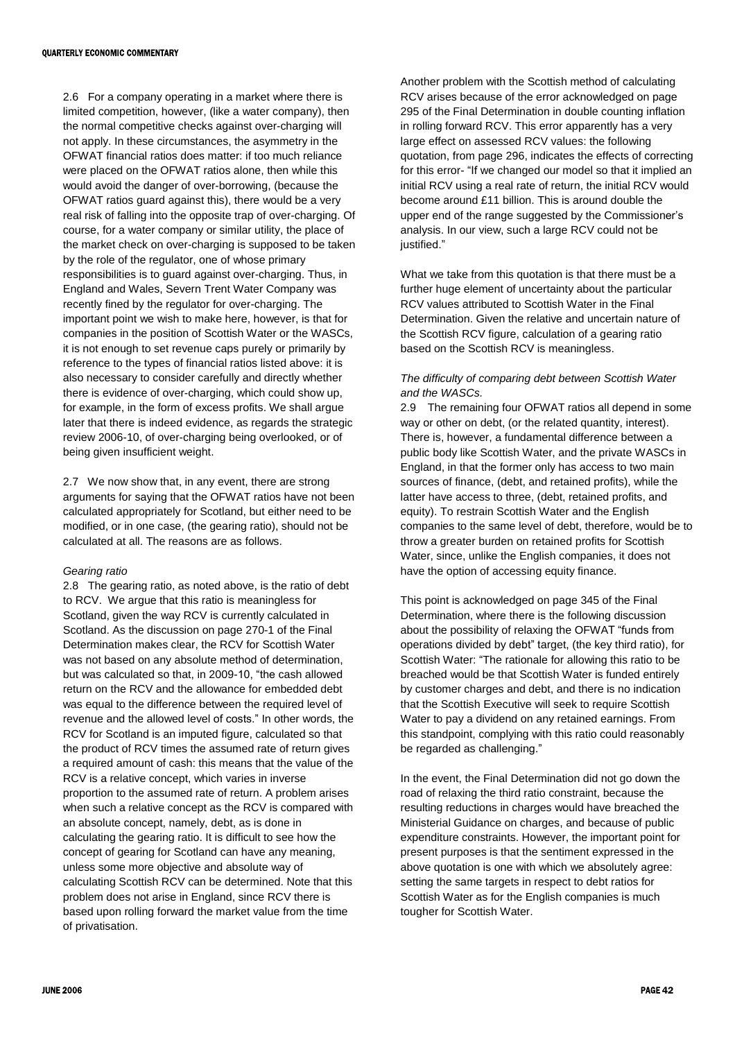2.6 For a company operating in a market where there is limited competition, however, (like a water company), then the normal competitive checks against over-charging will not apply. In these circumstances, the asymmetry in the OFWAT financial ratios does matter: if too much reliance were placed on the OFWAT ratios alone, then while this would avoid the danger of over-borrowing, (because the OFWAT ratios guard against this), there would be a very real risk of falling into the opposite trap of over-charging. Of course, for a water company or similar utility, the place of the market check on over-charging is supposed to be taken by the role of the regulator, one of whose primary responsibilities is to guard against over-charging. Thus, in England and Wales, Severn Trent Water Company was recently fined by the regulator for over-charging. The important point we wish to make here, however, is that for companies in the position of Scottish Water or the WASCs, it is not enough to set revenue caps purely or primarily by reference to the types of financial ratios listed above: it is also necessary to consider carefully and directly whether there is evidence of over-charging, which could show up, for example, in the form of excess profits. We shall argue later that there is indeed evidence, as regards the strategic review 2006-10, of over-charging being overlooked, or of being given insufficient weight.

2.7 We now show that, in any event, there are strong arguments for saying that the OFWAT ratios have not been calculated appropriately for Scotland, but either need to be modified, or in one case, (the gearing ratio), should not be calculated at all. The reasons are as follows.

*Gearing ratio*

2.8 The gearing ratio, as noted above, is the ratio of debt to RCV. We argue that this ratio is meaningless for Scotland, given the way RCV is currently calculated in Scotland. As the discussion on page 270-1 of the Final Determination makes clear, the RCV for Scottish Water was not based on any absolute method of determination, but was calculated so that, in 2009-10, "the cash allowed return on the RCV and the allowance for embedded debt was equal to the difference between the required level of revenue and the allowed level of costs." In other words, the RCV for Scotland is an imputed figure, calculated so that the product of RCV times the assumed rate of return gives a required amount of cash: this means that the value of the RCV is a relative concept, which varies in inverse proportion to the assumed rate of return. A problem arises when such a relative concept as the RCV is compared with an absolute concept, namely, debt, as is done in calculating the gearing ratio. It is difficult to see how the concept of gearing for Scotland can have any meaning, unless some more objective and absolute way of calculating Scottish RCV can be determined. Note that this problem does not arise in England, since RCV there is based upon rolling forward the market value from the time of privatisation.

Another problem with the Scottish method of calculating RCV arises because of the error acknowledged on page 295 of the Final Determination in double counting inflation in rolling forward RCV. This error apparently has a very large effect on assessed RCV values: the following quotation, from page 296, indicates the effects of correcting for this error- "If we changed our model so that it implied an initial RCV using a real rate of return, the initial RCV would become around £11 billion. This is around double the upper end of the range suggested by the Commissioner's analysis. In our view, such a large RCV could not be justified."

What we take from this quotation is that there must be a further huge element of uncertainty about the particular RCV values attributed to Scottish Water in the Final Determination. Given the relative and uncertain nature of the Scottish RCV figure, calculation of a gearing ratio based on the Scottish RCV is meaningless.

*The difficulty of comparing debt between Scottish Water and the WASCs.*

2.9 The remaining four OFWAT ratios all depend in some way or other on debt, (or the related quantity, interest). There is, however, a fundamental difference between a public body like Scottish Water, and the private WASCs in England, in that the former only has access to two main sources of finance, (debt, and retained profits), while the latter have access to three, (debt, retained profits, and equity). To restrain Scottish Water and the English companies to the same level of debt, therefore, would be to throw a greater burden on retained profits for Scottish Water, since, unlike the English companies, it does not have the option of accessing equity finance.

This point is acknowledged on page 345 of the Final Determination, where there is the following discussion about the possibility of relaxing the OFWAT "funds from operations divided by debt" target, (the key third ratio), for Scottish Water: "The rationale for allowing this ratio to be breached would be that Scottish Water is funded entirely by customer charges and debt, and there is no indication that the Scottish Executive will seek to require Scottish Water to pay a dividend on any retained earnings. From this standpoint, complying with this ratio could reasonably be regarded as challenging."

In the event, the Final Determination did not go down the road of relaxing the third ratio constraint, because the resulting reductions in charges would have breached the Ministerial Guidance on charges, and because of public expenditure constraints. However, the important point for present purposes is that the sentiment expressed in the above quotation is one with which we absolutely agree: setting the same targets in respect to debt ratios for Scottish Water as for the English companies is much tougher for Scottish Water.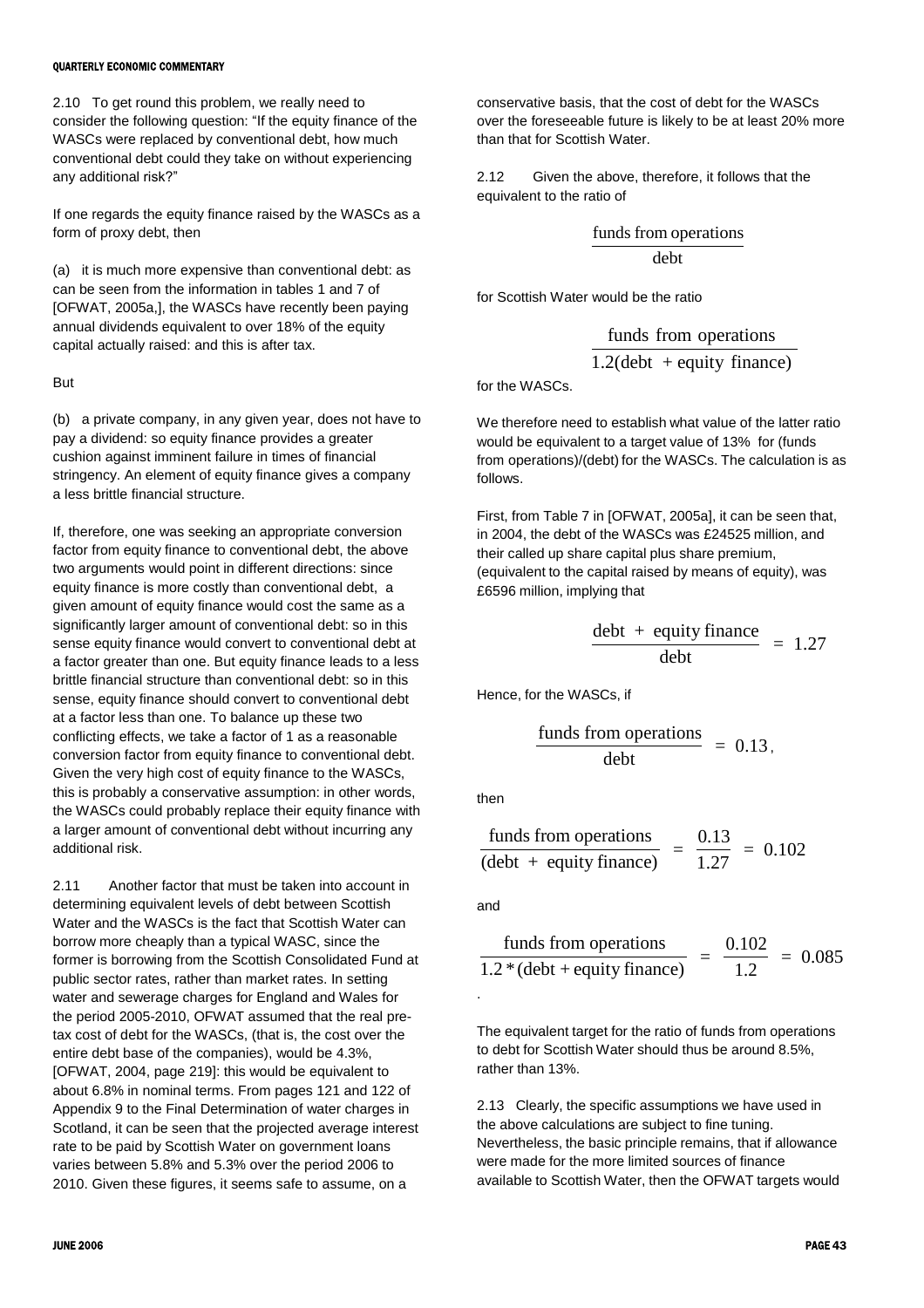2.10 To get round this problem, we really need to consider the following question: "If the equity finance of the WASCs were replaced by conventional debt, how much conventional debt could they take on without experiencing any additional risk?"

If one regards the equity finance raised by the WASCs as a form of proxy debt, then

(a) it is much more expensive than conventional debt: as can be seen from the information in tables 1 and 7 of [OFWAT, 2005a,], the WASCs have recently been paying annual dividends equivalent to over 18% of the equity capital actually raised: and this is after tax.

But

(b) a private company, in any given year, does not have to pay a dividend: so equity finance provides a greater cushion against imminent failure in times of financial stringency. An element of equity finance gives a company a less brittle financial structure.

If, therefore, one was seeking an appropriate conversion factor from equity finance to conventional debt, the above two arguments would point in different directions: since equity finance is more costly than conventional debt, a given amount of equity finance would cost the same as a significantly larger amount of conventional debt: so in this sense equity finance would convert to conventional debt at a factor greater than one. But equity finance leads to a less brittle financial structure than conventional debt: so in this sense, equity finance should convert to conventional debt at a factor less than one. To balance up these two conflicting effects, we take a factor of 1 as a reasonable conversion factor from equity finance to conventional debt. Given the very high cost of equity finance to the WASCs, this is probably a conservative assumption: in other words, the WASCs could probably replace their equity finance with a larger amount of conventional debt without incurring any additional risk.

2.11 Another factor that must be taken into account in determining equivalent levels of debt between Scottish Water and the WASCs is the fact that Scottish Water can borrow more cheaply than a typical WASC, since the former is borrowing from the Scottish Consolidated Fund at public sector rates, rather than market rates. In setting water and sewerage charges for England and Wales for the period 2005-2010, OFWAT assumed that the real pre-tax cost of debt for the WASCs, (that is, the cost over the entire debt base of the companies), would be 4.3%, [OFWAT, 2004, page 219]: this would be equivalent to about 6.8% in nominal terms. From pages 121 and 122 of Appendix 9 to the Final Determination of water charges in Scotland, it can be seen that the projected average interest rate to be paid by Scottish Water on government loans varies between 5.8% and 5.3% over the period 2006 to 2010. Given these figures, it seems safe to assume, on a conservative basis, that the cost of debt for the WASCs over the foreseeable future is likely to be at least 20% more than that for Scottish Water.

2.12 Given the above, therefore, it follows that the equivalent to the ratio of

$$\frac{\text{funds from operations}}{\text{debt}}$$

for Scottish Water would be the ratio

$$\frac{\text{funds from operations}}{1.2(\text{debt} + \text{equity finance})}$$

for the WASCs.

We therefore need to establish what value of the latter ratio would be equivalent to a target value of 13% for (funds from operations)/(debt) for the WASCs. The calculation is as follows.

First, from Table 7 in [OFWAT, 2005a], it can be seen that, in 2004, the debt of the WASCs was £24525 million, and their called up share capital plus share premium, (equivalent to the capital raised by means of equity), was £6596 million, implying that

$$\frac{\text{debt} + \text{equity finance}}{\text{debt}} = 1.27$$

Hence, for the WASCs, if

$$\frac{\text{funds from operations}}{\text{debt}} = 0.13,$$

then

$$\frac{\text{funds from operations}}{(\text{debt} + \text{equity finance})} = \frac{0.13}{1.27} = 0.102$$

and

$$\frac{\text{funds from operations}}{1.2 * (\text{debt} + \text{equity finance})} = \frac{0.102}{1.2} = 0.085$$

The equivalent target for the ratio of funds from operations to debt for Scottish Water should thus be around 8.5%, rather than 13%.

2.13 Clearly, the specific assumptions we have used in the above calculations are subject to fine tuning. Nevertheless, the basic principle remains, that if allowance were made for the more limited sources of finance available to Scottish Water, then the OFWAT targets would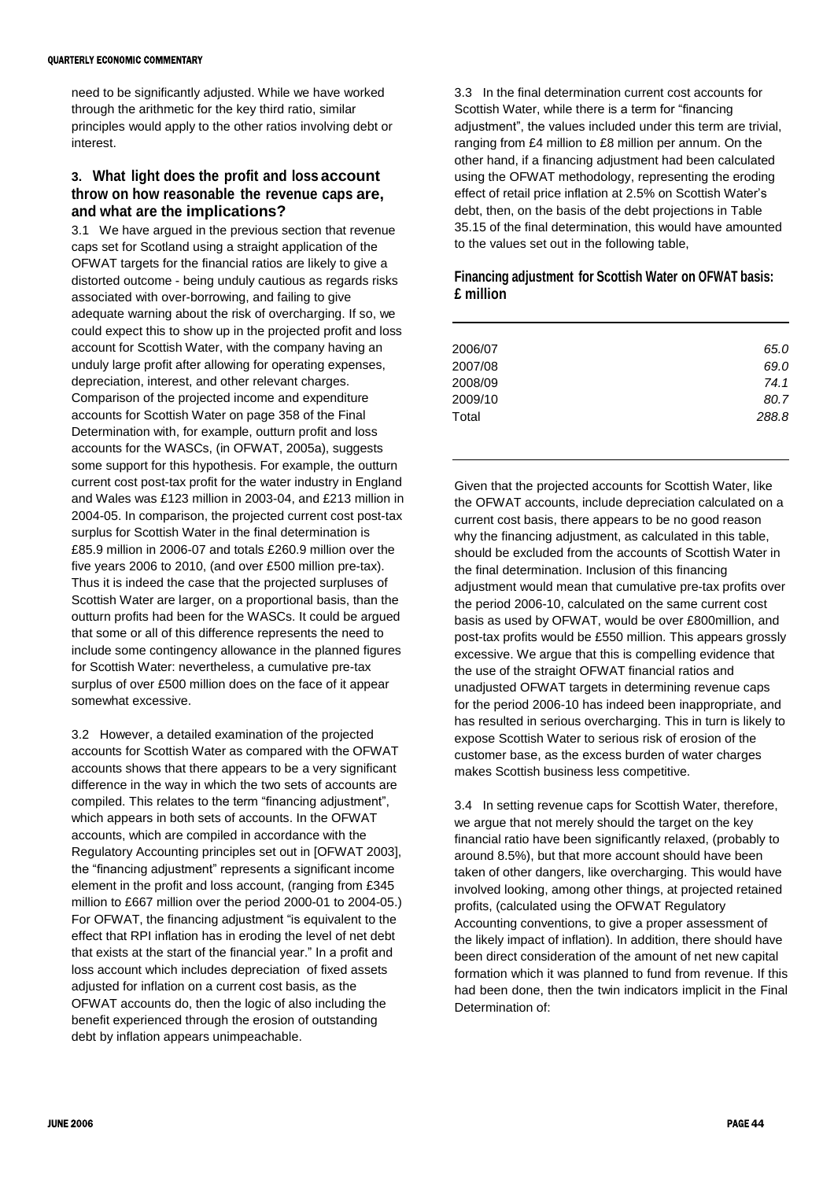need to be significantly adjusted. While we have worked through the arithmetic for the key third ratio, similar principles would apply to the other ratios involving debt or interest.

### 3. What light does the profit and loss account throw on how reasonable the revenue caps are, and what are the implications?

3.1 We have argued in the previous section that revenue caps set for Scotland using a straight application of the OFWAT targets for the financial ratios are likely to give a distorted outcome - being unduly cautious as regards risks associated with over-borrowing, and failing to give adequate warning about the risk of overcharging. If so, we could expect this to show up in the projected profit and loss account for Scottish Water, with the company having an unduly large profit after allowing for operating expenses, depreciation, interest, and other relevant charges. Comparison of the projected income and expenditure accounts for Scottish Water on page 358 of the Final Determination with, for example, outturn profit and loss accounts for the WASCs, (in OFWAT, 2005a), suggests some support for this hypothesis. For example, the outturn current cost post-tax profit for the water industry in England and Wales was £123 million in 2003-04, and £213 million in 2004-05. In comparison, the projected current cost post-tax surplus for Scottish Water in the final determination is £85.9 million in 2006-07 and totals £260.9 million over the five years 2006 to 2010, (and over £500 million pre-tax). Thus it is indeed the case that the projected surpluses of Scottish Water are larger, on a proportional basis, than the outturn profits had been for the WASCs. It could be argued that some or all of this difference represents the need to include some contingency allowance in the planned figures for Scottish Water: nevertheless, a cumulative pre-tax surplus of over £500 million does on the face of it appear somewhat excessive.

3.2 However, a detailed examination of the projected accounts for Scottish Water as compared with the OFWAT accounts shows that there appears to be a very significant difference in the way in which the two sets of accounts are compiled. This relates to the term "financing adjustment", which appears in both sets of accounts. In the OFWAT accounts, which are compiled in accordance with the Regulatory Accounting principles set out in [OFWAT 2003], the "financing adjustment" represents a significant income element in the profit and loss account, (ranging from £345 million to £667 million over the period 2000-01 to 2004-05.) For OFWAT, the financing adjustment "is equivalent to the effect that RPI inflation has in eroding the level of net debt that exists at the start of the financial year." In a profit and loss account which includes depreciation of fixed assets adjusted for inflation on a current cost basis, as the OFWAT accounts do, then the logic of also including the benefit experienced through the erosion of outstanding debt by inflation appears unimpeachable.

3.3 In the final determination current cost accounts for Scottish Water, while there is a term for "financing adjustment", the values included under this term are trivial, ranging from £4 million to £8 million per annum. On the other hand, if a financing adjustment had been calculated using the OFWAT methodology, representing the eroding effect of retail price inflation at 2.5% on Scottish Water's debt, then, on the basis of the debt projections in Table 35.15 of the final determination, this would have amounted to the values set out in the following table,

**Financing adjustment for Scottish Water on OFWAT basis: £ million**

| | |
|---|---|
| 2006/07 | *65.0* |
| 2007/08 | *69.0* |
| 2008/09 | *74.1* |
| 2009/10 | *80.7* |
| Total | *288.8* |

Given that the projected accounts for Scottish Water, like the OFWAT accounts, include depreciation calculated on a current cost basis, there appears to be no good reason why the financing adjustment, as calculated in this table, should be excluded from the accounts of Scottish Water in the final determination. Inclusion of this financing adjustment would mean that cumulative pre-tax profits over the period 2006-10, calculated on the same current cost basis as used by OFWAT, would be over £800million, and post-tax profits would be £550 million. This appears grossly excessive. We argue that this is compelling evidence that the use of the straight OFWAT financial ratios and unadjusted OFWAT targets in determining revenue caps for the period 2006-10 has indeed been inappropriate, and has resulted in serious overcharging. This in turn is likely to expose Scottish Water to serious risk of erosion of the customer base, as the excess burden of water charges makes Scottish business less competitive.

3.4 In setting revenue caps for Scottish Water, therefore, we argue that not merely should the target on the key financial ratio have been significantly relaxed, (probably to around 8.5%), but that more account should have been taken of other dangers, like overcharging. This would have involved looking, among other things, at projected retained profits, (calculated using the OFWAT Regulatory Accounting conventions, to give a proper assessment of the likely impact of inflation). In addition, there should have been direct consideration of the amount of net new capital formation which it was planned to fund from revenue. If this had been done, then the twin indicators implicit in the Final Determination of: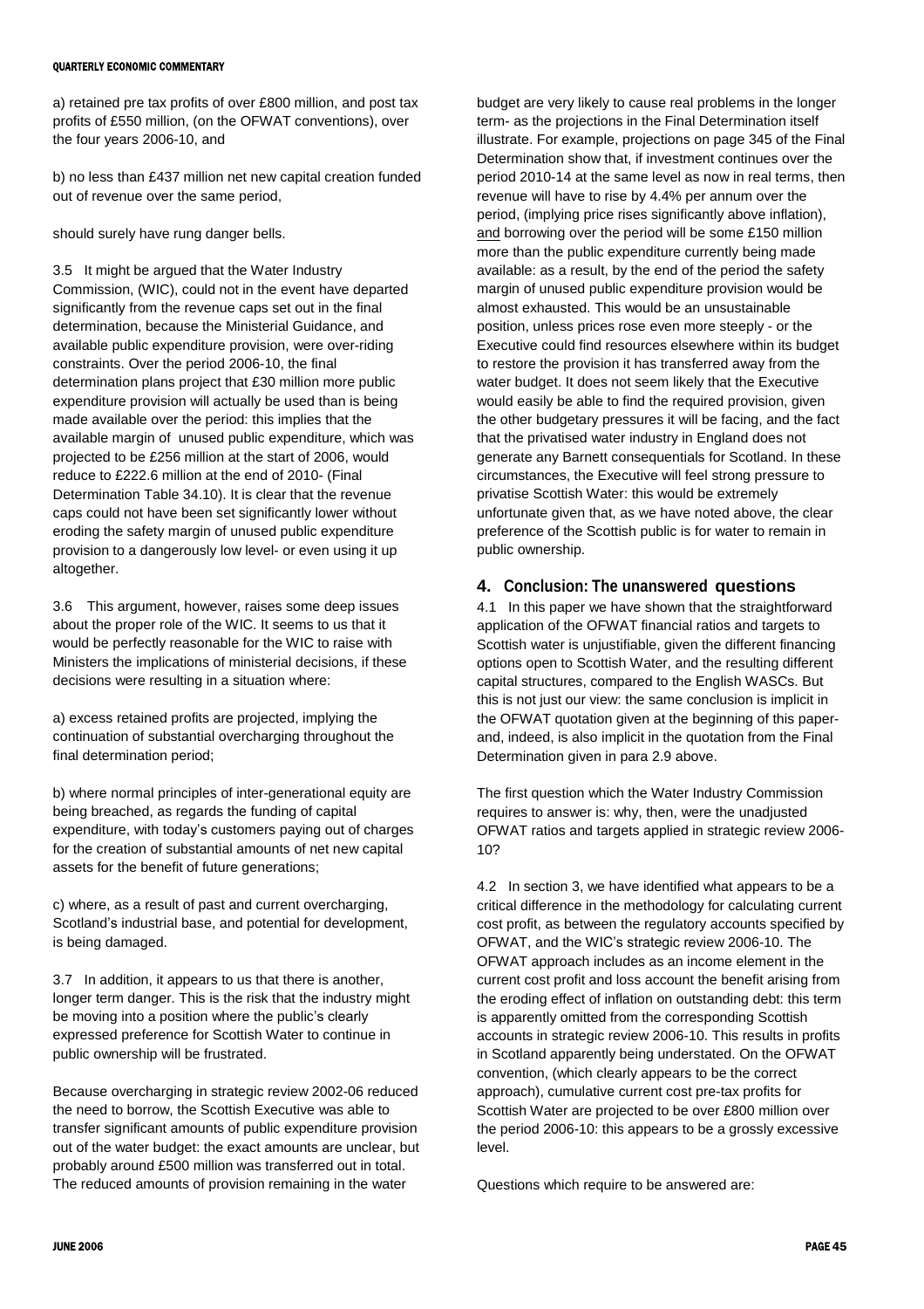a) retained pre tax profits of over £800 million, and post tax profits of £550 million, (on the OFWAT conventions), over the four years 2006-10, and

b) no less than £437 million net new capital creation funded out of revenue over the same period,

should surely have rung danger bells.

3.5 It might be argued that the Water Industry Commission, (WIC), could not in the event have departed significantly from the revenue caps set out in the final determination, because the Ministerial Guidance, and available public expenditure provision, were over-riding constraints. Over the period 2006-10, the final determination plans project that £30 million more public expenditure provision will actually be used than is being made available over the period: this implies that the available margin of unused public expenditure, which was projected to be £256 million at the start of 2006, would reduce to £222.6 million at the end of 2010- (Final Determination Table 34.10). It is clear that the revenue caps could not have been set significantly lower without eroding the safety margin of unused public expenditure provision to a dangerously low level- or even using it up altogether.

3.6 This argument, however, raises some deep issues about the proper role of the WIC. It seems to us that it would be perfectly reasonable for the WIC to raise with Ministers the implications of ministerial decisions, if these decisions were resulting in a situation where:

a) excess retained profits are projected, implying the continuation of substantial overcharging throughout the final determination period;

b) where normal principles of inter-generational equity are being breached, as regards the funding of capital expenditure, with today's customers paying out of charges for the creation of substantial amounts of net new capital assets for the benefit of future generations;

c) where, as a result of past and current overcharging, Scotland's industrial base, and potential for development, is being damaged.

3.7 In addition, it appears to us that there is another, longer term danger. This is the risk that the industry might be moving into a position where the public's clearly expressed preference for Scottish Water to continue in public ownership will be frustrated.

Because overcharging in strategic review 2002-06 reduced the need to borrow, the Scottish Executive was able to transfer significant amounts of public expenditure provision out of the water budget: the exact amounts are unclear, but probably around £500 million was transferred out in total. The reduced amounts of provision remaining in the water budget are very likely to cause real problems in the longer term- as the projections in the Final Determination itself illustrate. For example, projections on page 345 of the Final Determination show that, if investment continues over the period 2010-14 at the same level as now in real terms, then revenue will have to rise by 4.4% per annum over the period, (implying price rises significantly above inflation), and borrowing over the period will be some £150 million more than the public expenditure currently being made available: as a result, by the end of the period the safety margin of unused public expenditure provision would be almost exhausted. This would be an unsustainable position, unless prices rose even more steeply - or the Executive could find resources elsewhere within its budget to restore the provision it has transferred away from the water budget. It does not seem likely that the Executive would easily be able to find the required provision, given the other budgetary pressures it will be facing, and the fact that the privatised water industry in England does not generate any Barnett consequentials for Scotland. In these circumstances, the Executive will feel strong pressure to privatise Scottish Water: this would be extremely unfortunate given that, as we have noted above, the clear preference of the Scottish public is for water to remain in public ownership.

## 4. Conclusion: The unanswered questions

4.1 In this paper we have shown that the straightforward application of the OFWAT financial ratios and targets to Scottish water is unjustifiable, given the different financing options open to Scottish Water, and the resulting different capital structures, compared to the English WASCs. But this is not just our view: the same conclusion is implicit in the OFWAT quotation given at the beginning of this paper- and, indeed, is also implicit in the quotation from the Final Determination given in para 2.9 above.

The first question which the Water Industry Commission requires to answer is: why, then, were the unadjusted OFWAT ratios and targets applied in strategic review 2006-10?

4.2 In section 3, we have identified what appears to be a critical difference in the methodology for calculating current cost profit, as between the regulatory accounts specified by OFWAT, and the WIC's strategic review 2006-10. The OFWAT approach includes as an income element in the current cost profit and loss account the benefit arising from the eroding effect of inflation on outstanding debt: this term is apparently omitted from the corresponding Scottish accounts in strategic review 2006-10. This results in profits in Scotland apparently being understated. On the OFWAT convention, (which clearly appears to be the correct approach), cumulative current cost pre-tax profits for Scottish Water are projected to be over £800 million over the period 2006-10: this appears to be a grossly excessive level.

Questions which require to be answered are: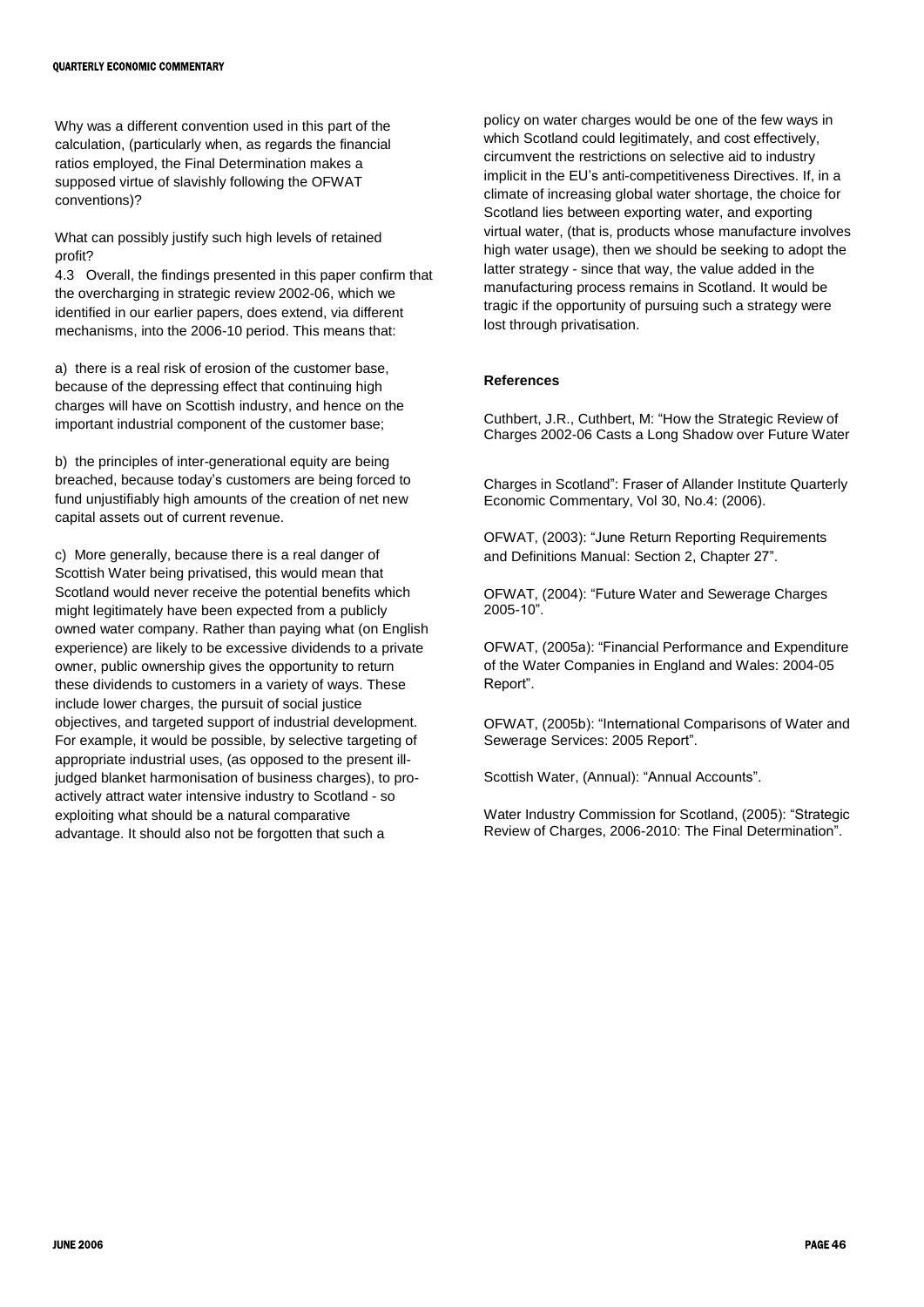Why was a different convention used in this part of the calculation, (particularly when, as regards the financial ratios employed, the Final Determination makes a supposed virtue of slavishly following the OFWAT conventions)?

What can possibly justify such high levels of retained profit?

4.3 Overall, the findings presented in this paper confirm that the overcharging in strategic review 2002-06, which we identified in our earlier papers, does extend, via different mechanisms, into the 2006-10 period. This means that:

a) there is a real risk of erosion of the customer base, because of the depressing effect that continuing high charges will have on Scottish industry, and hence on the important industrial component of the customer base;

b) the principles of inter-generational equity are being breached, because today's customers are being forced to fund unjustifiably high amounts of the creation of net new capital assets out of current revenue.

c) More generally, because there is a real danger of Scottish Water being privatised, this would mean that Scotland would never receive the potential benefits which might legitimately have been expected from a publicly owned water company. Rather than paying what (on English experience) are likely to be excessive dividends to a private owner, public ownership gives the opportunity to return these dividends to customers in a variety of ways. These include lower charges, the pursuit of social justice objectives, and targeted support of industrial development. For example, it would be possible, by selective targeting of appropriate industrial uses, (as opposed to the present ill-judged blanket harmonisation of business charges), to pro-actively attract water intensive industry to Scotland - so exploiting what should be a natural comparative advantage. It should also not be forgotten that such a policy on water charges would be one of the few ways in which Scotland could legitimately, and cost effectively, circumvent the restrictions on selective aid to industry implicit in the EU's anti-competitiveness Directives. If, in a climate of increasing global water shortage, the choice for Scotland lies between exporting water, and exporting virtual water, (that is, products whose manufacture involves high water usage), then we should be seeking to adopt the latter strategy - since that way, the value added in the manufacturing process remains in Scotland. It would be tragic if the opportunity of pursuing such a strategy were lost through privatisation.

**References**

Cuthbert, J.R., Cuthbert, M: "How the Strategic Review of Charges 2002-06 Casts a Long Shadow over Future Water Charges in Scotland": Fraser of Allander Institute Quarterly Economic Commentary, Vol 30, No.4: (2006).

OFWAT, (2003): "June Return Reporting Requirements and Definitions Manual: Section 2, Chapter 27".

OFWAT, (2004): "Future Water and Sewerage Charges 2005-10".

OFWAT, (2005a): "Financial Performance and Expenditure of the Water Companies in England and Wales: 2004-05 Report".

OFWAT, (2005b): "International Comparisons of Water and Sewerage Services: 2005 Report".

Scottish Water, (Annual): "Annual Accounts".

Water Industry Commission for Scotland, (2005): "Strategic Review of Charges, 2006-2010: The Final Determination".